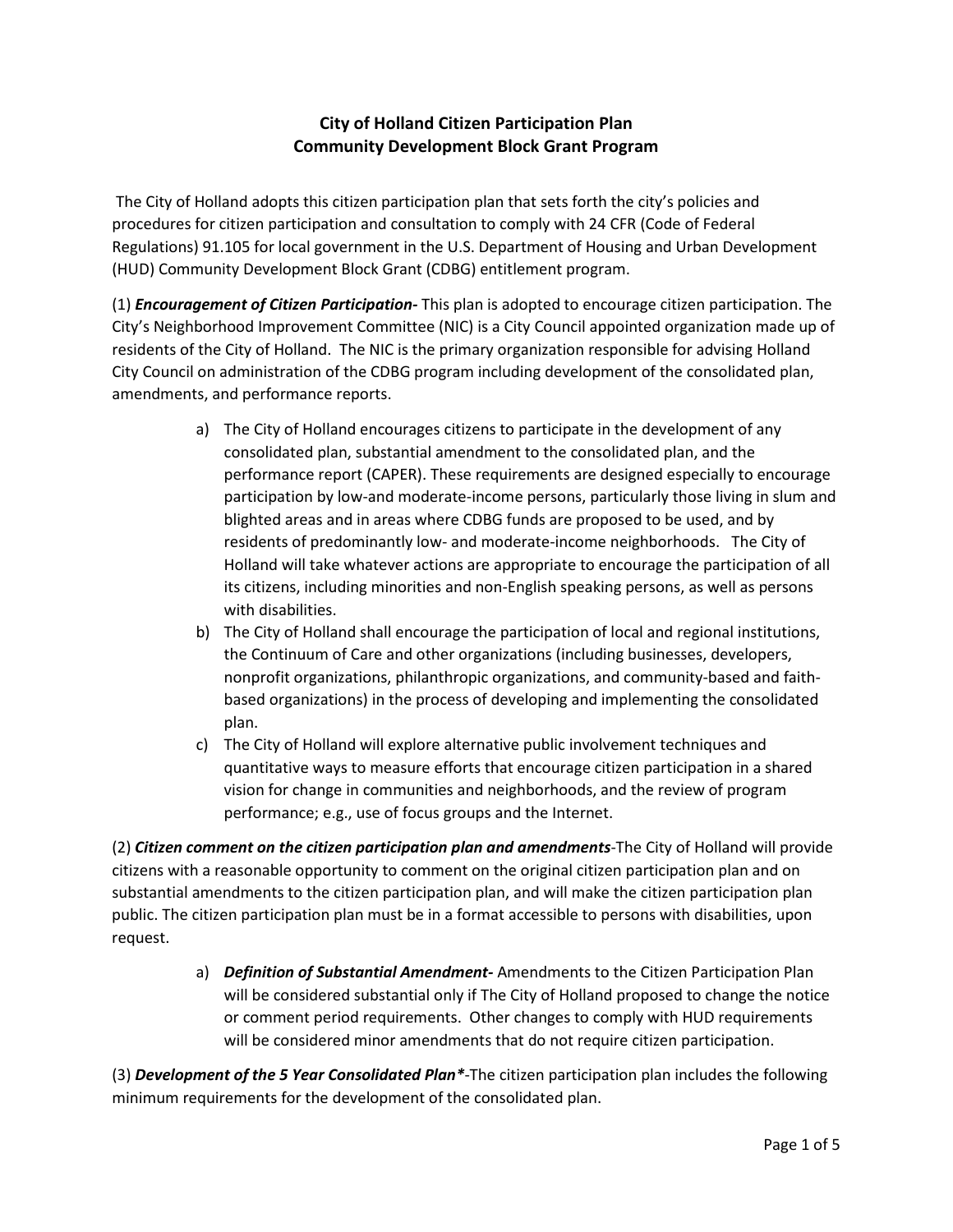# City of Holland Citizen Participation Plan
## Community Development Block Grant Program

The City of Holland adopts this citizen participation plan that sets forth the city's policies and procedures for citizen participation and consultation to comply with 24 CFR (Code of Federal Regulations) 91.105 for local government in the U.S. Department of Housing and Urban Development (HUD) Community Development Block Grant (CDBG) entitlement program.

(1) ***Encouragement of Citizen Participation-*** This plan is adopted to encourage citizen participation. The City's Neighborhood Improvement Committee (NIC) is a City Council appointed organization made up of residents of the City of Holland. The NIC is the primary organization responsible for advising Holland City Council on administration of the CDBG program including development of the consolidated plan, amendments, and performance reports.

a) The City of Holland encourages citizens to participate in the development of any consolidated plan, substantial amendment to the consolidated plan, and the performance report (CAPER). These requirements are designed especially to encourage participation by low-and moderate-income persons, particularly those living in slum and blighted areas and in areas where CDBG funds are proposed to be used, and by residents of predominantly low- and moderate-income neighborhoods. The City of Holland will take whatever actions are appropriate to encourage the participation of all its citizens, including minorities and non-English speaking persons, as well as persons with disabilities.

b) The City of Holland shall encourage the participation of local and regional institutions, the Continuum of Care and other organizations (including businesses, developers, nonprofit organizations, philanthropic organizations, and community-based and faith-based organizations) in the process of developing and implementing the consolidated plan.

c) The City of Holland will explore alternative public involvement techniques and quantitative ways to measure efforts that encourage citizen participation in a shared vision for change in communities and neighborhoods, and the review of program performance; e.g., use of focus groups and the Internet.

(2) ***Citizen comment on the citizen participation plan and amendments***-The City of Holland will provide citizens with a reasonable opportunity to comment on the original citizen participation plan and on substantial amendments to the citizen participation plan, and will make the citizen participation plan public. The citizen participation plan must be in a format accessible to persons with disabilities, upon request.

a) ***Definition of Substantial Amendment-*** Amendments to the Citizen Participation Plan will be considered substantial only if The City of Holland proposed to change the notice or comment period requirements. Other changes to comply with HUD requirements will be considered minor amendments that do not require citizen participation.

(3) ***Development of the 5 Year Consolidated Plan****-The citizen participation plan includes the following minimum requirements for the development of the consolidated plan.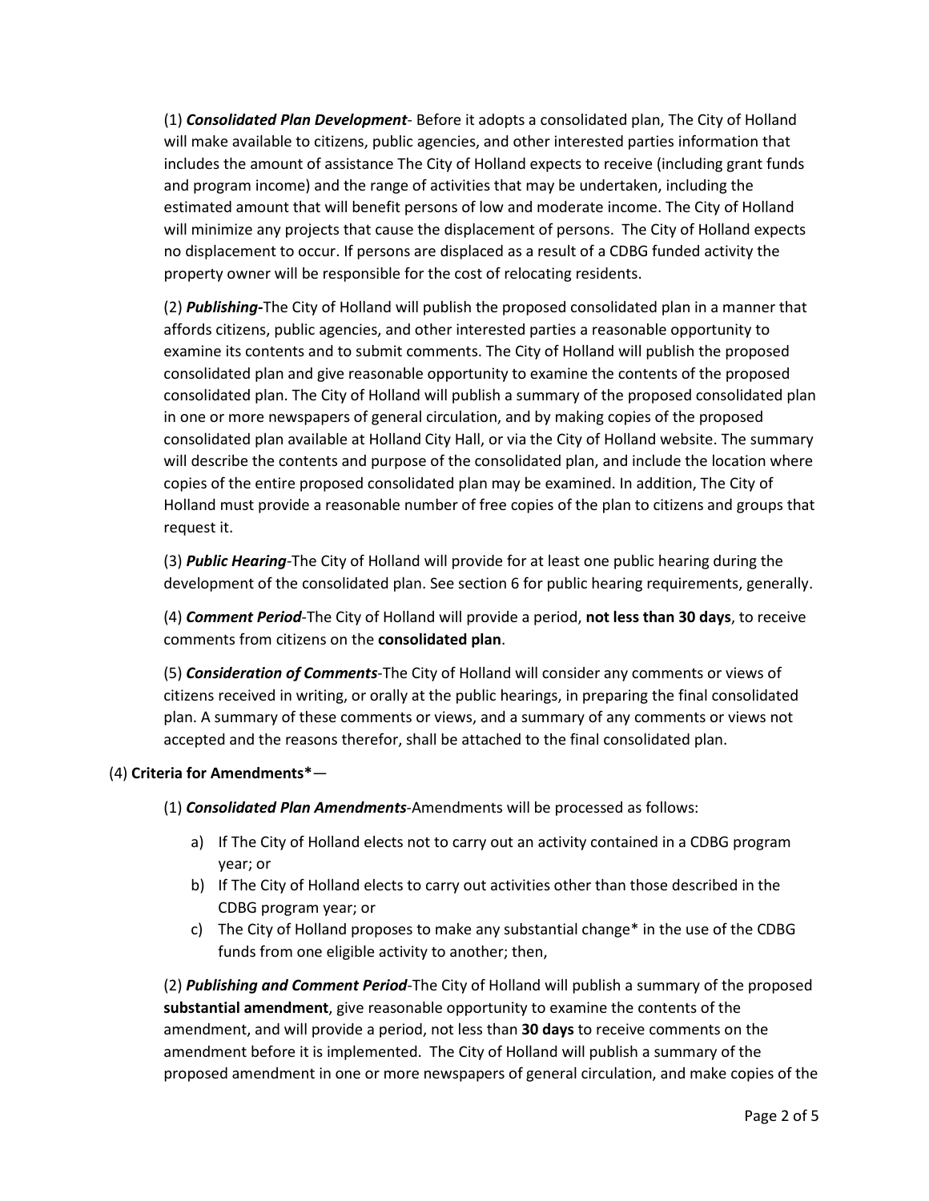(1) ***Consolidated Plan Development***- Before it adopts a consolidated plan, The City of Holland will make available to citizens, public agencies, and other interested parties information that includes the amount of assistance The City of Holland expects to receive (including grant funds and program income) and the range of activities that may be undertaken, including the estimated amount that will benefit persons of low and moderate income. The City of Holland will minimize any projects that cause the displacement of persons. The City of Holland expects no displacement to occur. If persons are displaced as a result of a CDBG funded activity the property owner will be responsible for the cost of relocating residents.

(2) ***Publishing-***The City of Holland will publish the proposed consolidated plan in a manner that affords citizens, public agencies, and other interested parties a reasonable opportunity to examine its contents and to submit comments. The City of Holland will publish the proposed consolidated plan and give reasonable opportunity to examine the contents of the proposed consolidated plan. The City of Holland will publish a summary of the proposed consolidated plan in one or more newspapers of general circulation, and by making copies of the proposed consolidated plan available at Holland City Hall, or via the City of Holland website. The summary will describe the contents and purpose of the consolidated plan, and include the location where copies of the entire proposed consolidated plan may be examined. In addition, The City of Holland must provide a reasonable number of free copies of the plan to citizens and groups that request it.

(3) ***Public Hearing***-The City of Holland will provide for at least one public hearing during the development of the consolidated plan. See section 6 for public hearing requirements, generally.

(4) ***Comment Period***-The City of Holland will provide a period, **not less than 30 days**, to receive comments from citizens on the **consolidated plan**.

(5) ***Consideration of Comments***-The City of Holland will consider any comments or views of citizens received in writing, or orally at the public hearings, in preparing the final consolidated plan. A summary of these comments or views, and a summary of any comments or views not accepted and the reasons therefor, shall be attached to the final consolidated plan.

(4) **Criteria for Amendments***—

(1) ***Consolidated Plan Amendments***-Amendments will be processed as follows:

a) If The City of Holland elects not to carry out an activity contained in a CDBG program year; or
b) If The City of Holland elects to carry out activities other than those described in the CDBG program year; or
c) The City of Holland proposes to make any substantial change* in the use of the CDBG funds from one eligible activity to another; then,

(2) ***Publishing and Comment Period***-The City of Holland will publish a summary of the proposed **substantial amendment**, give reasonable opportunity to examine the contents of the amendment, and will provide a period, not less than **30 days** to receive comments on the amendment before it is implemented. The City of Holland will publish a summary of the proposed amendment in one or more newspapers of general circulation, and make copies of the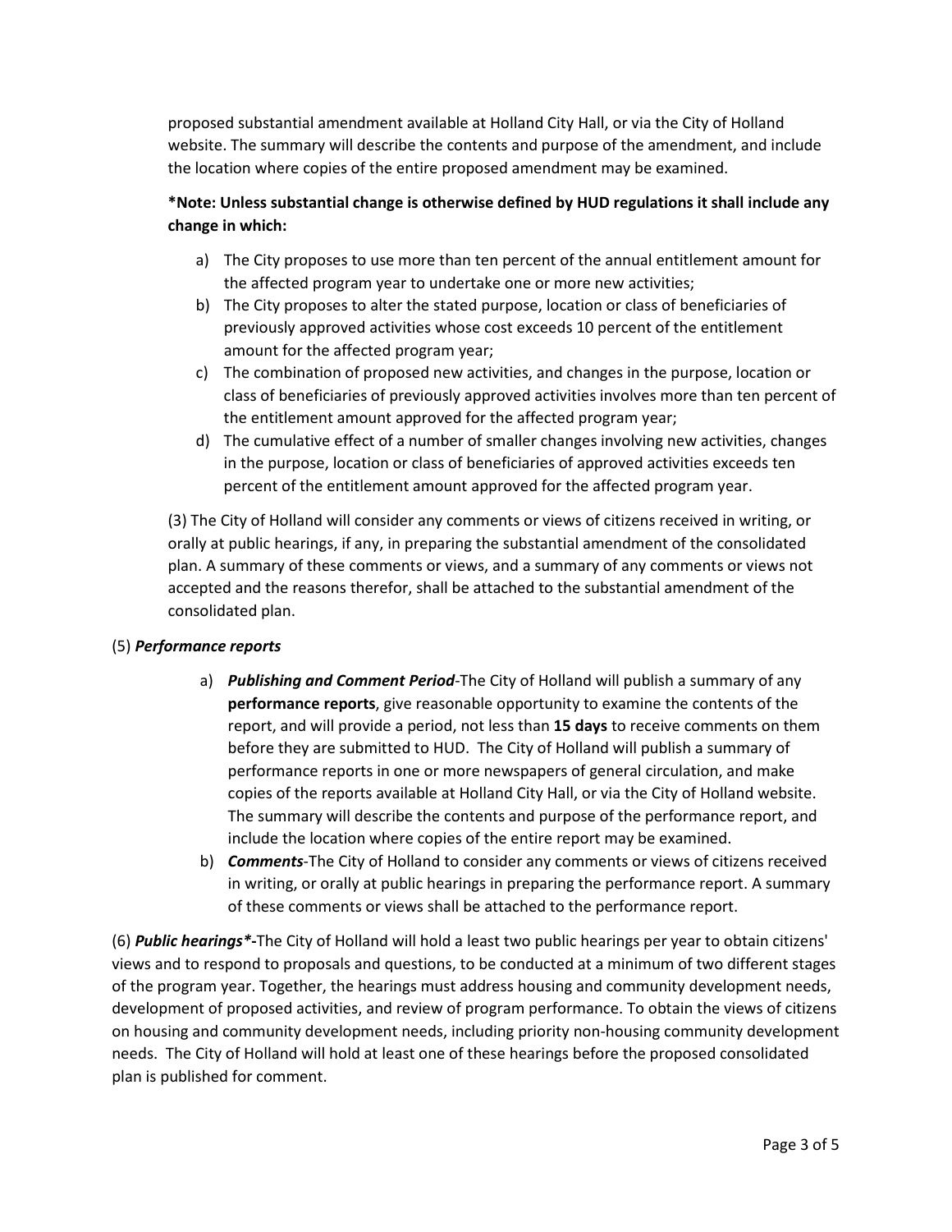proposed substantial amendment available at Holland City Hall, or via the City of Holland website. The summary will describe the contents and purpose of the amendment, and include the location where copies of the entire proposed amendment may be examined.

**\*Note: Unless substantial change is otherwise defined by HUD regulations it shall include any change in which:**

a) The City proposes to use more than ten percent of the annual entitlement amount for the affected program year to undertake one or more new activities;
b) The City proposes to alter the stated purpose, location or class of beneficiaries of previously approved activities whose cost exceeds 10 percent of the entitlement amount for the affected program year;
c) The combination of proposed new activities, and changes in the purpose, location or class of beneficiaries of previously approved activities involves more than ten percent of the entitlement amount approved for the affected program year;
d) The cumulative effect of a number of smaller changes involving new activities, changes in the purpose, location or class of beneficiaries of approved activities exceeds ten percent of the entitlement amount approved for the affected program year.

(3) The City of Holland will consider any comments or views of citizens received in writing, or orally at public hearings, if any, in preparing the substantial amendment of the consolidated plan. A summary of these comments or views, and a summary of any comments or views not accepted and the reasons therefor, shall be attached to the substantial amendment of the consolidated plan.

(5) ***Performance reports***

a) ***Publishing and Comment Period***-The City of Holland will publish a summary of any **performance reports**, give reasonable opportunity to examine the contents of the report, and will provide a period, not less than **15 days** to receive comments on them before they are submitted to HUD. The City of Holland will publish a summary of performance reports in one or more newspapers of general circulation, and make copies of the reports available at Holland City Hall, or via the City of Holland website. The summary will describe the contents and purpose of the performance report, and include the location where copies of the entire report may be examined.
b) ***Comments***-The City of Holland to consider any comments or views of citizens received in writing, or orally at public hearings in preparing the performance report. A summary of these comments or views shall be attached to the performance report.

(6) ***Public hearings\*-***The City of Holland will hold a least two public hearings per year to obtain citizens' views and to respond to proposals and questions, to be conducted at a minimum of two different stages of the program year. Together, the hearings must address housing and community development needs, development of proposed activities, and review of program performance. To obtain the views of citizens on housing and community development needs, including priority non-housing community development needs. The City of Holland will hold at least one of these hearings before the proposed consolidated plan is published for comment.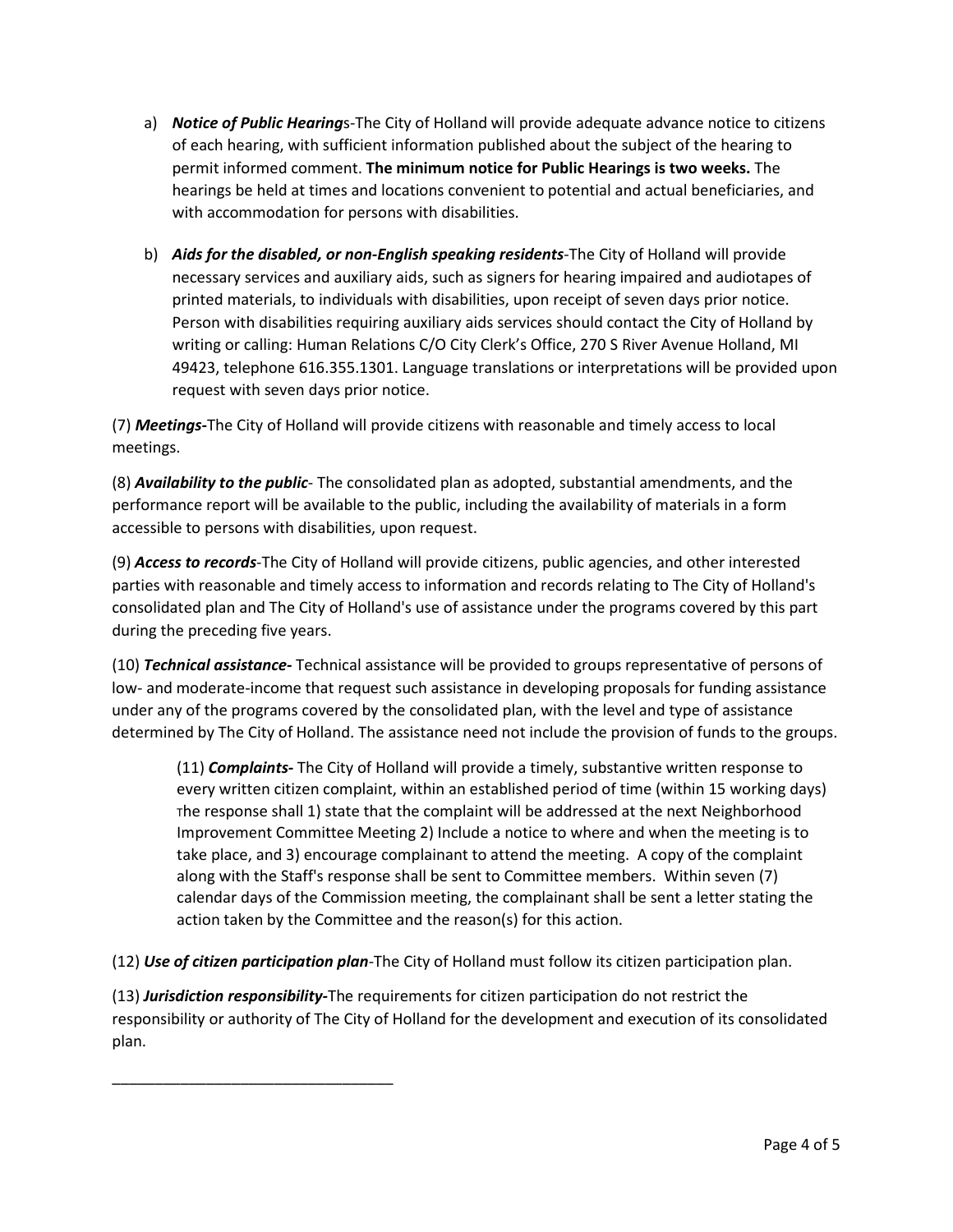a) ***Notice of Public Hearing***s-The City of Holland will provide adequate advance notice to citizens of each hearing, with sufficient information published about the subject of the hearing to permit informed comment. **The minimum notice for Public Hearings is two weeks.** The hearings be held at times and locations convenient to potential and actual beneficiaries, and with accommodation for persons with disabilities.

b) ***Aids for the disabled, or non-English speaking residents***-The City of Holland will provide necessary services and auxiliary aids, such as signers for hearing impaired and audiotapes of printed materials, to individuals with disabilities, upon receipt of seven days prior notice. Person with disabilities requiring auxiliary aids services should contact the City of Holland by writing or calling: Human Relations C/O City Clerk's Office, 270 S River Avenue Holland, MI 49423, telephone 616.355.1301. Language translations or interpretations will be provided upon request with seven days prior notice.

(7) ***Meetings-***The City of Holland will provide citizens with reasonable and timely access to local meetings.

(8) ***Availability to the public***- The consolidated plan as adopted, substantial amendments, and the performance report will be available to the public, including the availability of materials in a form accessible to persons with disabilities, upon request.

(9) ***Access to records***-The City of Holland will provide citizens, public agencies, and other interested parties with reasonable and timely access to information and records relating to The City of Holland's consolidated plan and The City of Holland's use of assistance under the programs covered by this part during the preceding five years.

(10) ***Technical assistance-*** Technical assistance will be provided to groups representative of persons of low- and moderate-income that request such assistance in developing proposals for funding assistance under any of the programs covered by the consolidated plan, with the level and type of assistance determined by The City of Holland. The assistance need not include the provision of funds to the groups.

> (11) ***Complaints-*** The City of Holland will provide a timely, substantive written response to every written citizen complaint, within an established period of time (within 15 working days) The response shall 1) state that the complaint will be addressed at the next Neighborhood Improvement Committee Meeting 2) Include a notice to where and when the meeting is to take place, and 3) encourage complainant to attend the meeting. A copy of the complaint along with the Staff's response shall be sent to Committee members. Within seven (7) calendar days of the Commission meeting, the complainant shall be sent a letter stating the action taken by the Committee and the reason(s) for this action.

(12) ***Use of citizen participation plan***-The City of Holland must follow its citizen participation plan.

(13) ***Jurisdiction responsibility-***The requirements for citizen participation do not restrict the responsibility or authority of The City of Holland for the development and execution of its consolidated plan.

\_\_\_\_\_\_\_\_\_\_\_\_\_\_\_\_\_\_\_\_\_\_\_\_\_\_\_\_\_\_\_\_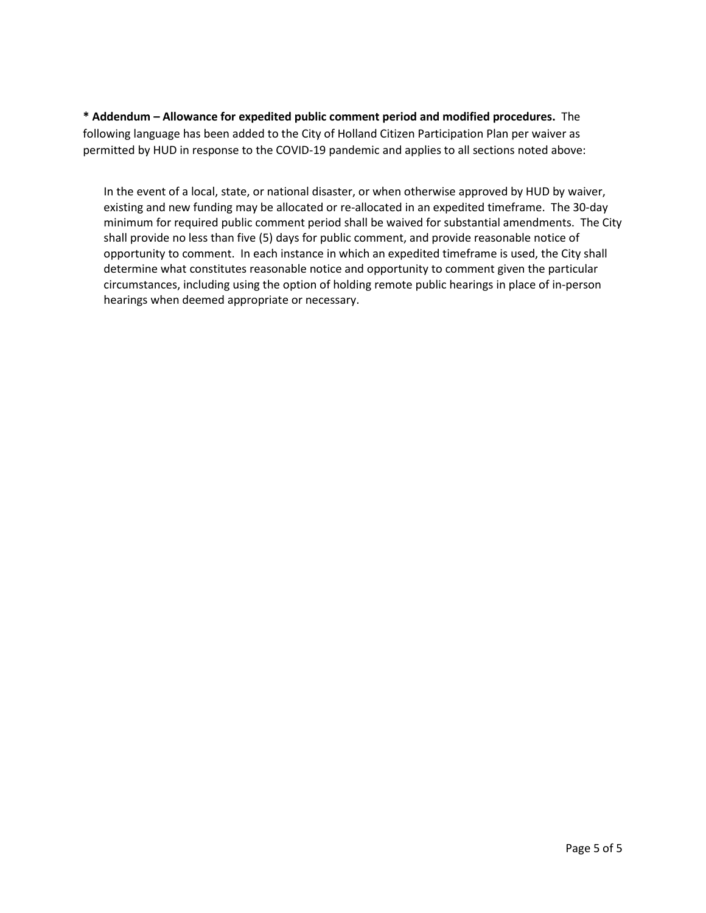**\* Addendum – Allowance for expedited public comment period and modified procedures.** The following language has been added to the City of Holland Citizen Participation Plan per waiver as permitted by HUD in response to the COVID-19 pandemic and applies to all sections noted above:

> In the event of a local, state, or national disaster, or when otherwise approved by HUD by waiver, existing and new funding may be allocated or re-allocated in an expedited timeframe. The 30-day minimum for required public comment period shall be waived for substantial amendments. The City shall provide no less than five (5) days for public comment, and provide reasonable notice of opportunity to comment. In each instance in which an expedited timeframe is used, the City shall determine what constitutes reasonable notice and opportunity to comment given the particular circumstances, including using the option of holding remote public hearings in place of in-person hearings when deemed appropriate or necessary.